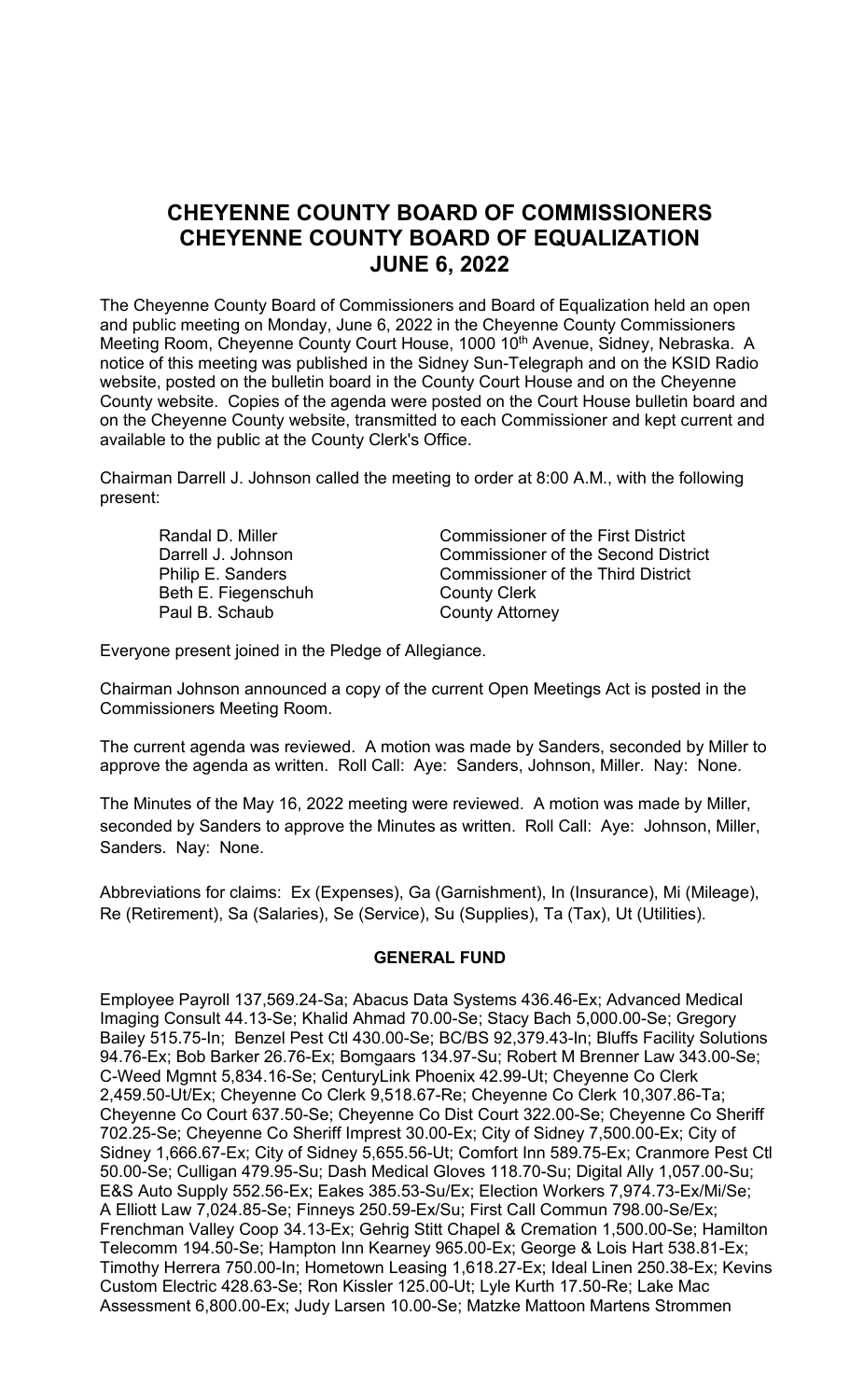# CHEYENNE COUNTY BOARD OF COMMISSIONERS
# CHEYENNE COUNTY BOARD OF EQUALIZATION
# JUNE 6, 2022

The Cheyenne County Board of Commissioners and Board of Equalization held an open and public meeting on Monday, June 6, 2022 in the Cheyenne County Commissioners Meeting Room, Cheyenne County Court House, 1000 10th Avenue, Sidney, Nebraska. A notice of this meeting was published in the Sidney Sun-Telegraph and on the KSID Radio website, posted on the bulletin board in the County Court House and on the Cheyenne County website. Copies of the agenda were posted on the Court House bulletin board and on the Cheyenne County website, transmitted to each Commissioner and kept current and available to the public at the County Clerk's Office.

Chairman Darrell J. Johnson called the meeting to order at 8:00 A.M., with the following present:

| | |
|---|---|
| Randal D. Miller | Commissioner of the First District |
| Darrell J. Johnson | Commissioner of the Second District |
| Philip E. Sanders | Commissioner of the Third District |
| Beth E. Fiegenschuh | County Clerk |
| Paul B. Schaub | County Attorney |

Everyone present joined in the Pledge of Allegiance.

Chairman Johnson announced a copy of the current Open Meetings Act is posted in the Commissioners Meeting Room.

The current agenda was reviewed. A motion was made by Sanders, seconded by Miller to approve the agenda as written. Roll Call: Aye: Sanders, Johnson, Miller. Nay: None.

The Minutes of the May 16, 2022 meeting were reviewed. A motion was made by Miller, seconded by Sanders to approve the Minutes as written. Roll Call: Aye: Johnson, Miller, Sanders. Nay: None.

Abbreviations for claims: Ex (Expenses), Ga (Garnishment), In (Insurance), Mi (Mileage), Re (Retirement), Sa (Salaries), Se (Service), Su (Supplies), Ta (Tax), Ut (Utilities).

**GENERAL FUND**

Employee Payroll 137,569.24-Sa; Abacus Data Systems 436.46-Ex; Advanced Medical Imaging Consult 44.13-Se; Khalid Ahmad 70.00-Se; Stacy Bach 5,000.00-Se; Gregory Bailey 515.75-In; Benzel Pest Ctl 430.00-Se; BC/BS 92,379.43-In; Bluffs Facility Solutions 94.76-Ex; Bob Barker 26.76-Ex; Bomgaars 134.97-Su; Robert M Brenner Law 343.00-Se; C-Weed Mgmnt 5,834.16-Se; CenturyLink Phoenix 42.99-Ut; Cheyenne Co Clerk 2,459.50-Ut/Ex; Cheyenne Co Clerk 9,518.67-Re; Cheyenne Co Clerk 10,307.86-Ta; Cheyenne Co Court 637.50-Se; Cheyenne Co Dist Court 322.00-Se; Cheyenne Co Sheriff 702.25-Se; Cheyenne Co Sheriff Imprest 30.00-Ex; City of Sidney 7,500.00-Ex; City of Sidney 1,666.67-Ex; City of Sidney 5,655.56-Ut; Comfort Inn 589.75-Ex; Cranmore Pest Ctl 50.00-Se; Culligan 479.95-Su; Dash Medical Gloves 118.70-Su; Digital Ally 1,057.00-Su; E&S Auto Supply 552.56-Ex; Eakes 385.53-Su/Ex; Election Workers 7,974.73-Ex/Mi/Se; A Elliott Law 7,024.85-Se; Finneys 250.59-Ex/Su; First Call Commun 798.00-Se/Ex; Frenchman Valley Coop 34.13-Ex; Gehrig Stitt Chapel & Cremation 1,500.00-Se; Hamilton Telecomm 194.50-Se; Hampton Inn Kearney 965.00-Ex; George & Lois Hart 538.81-Ex; Timothy Herrera 750.00-In; Hometown Leasing 1,618.27-Ex; Ideal Linen 250.38-Ex; Kevins Custom Electric 428.63-Se; Ron Kissler 125.00-Ut; Lyle Kurth 17.50-Re; Lake Mac Assessment 6,800.00-Ex; Judy Larsen 10.00-Se; Matzke Mattoon Martens Strommen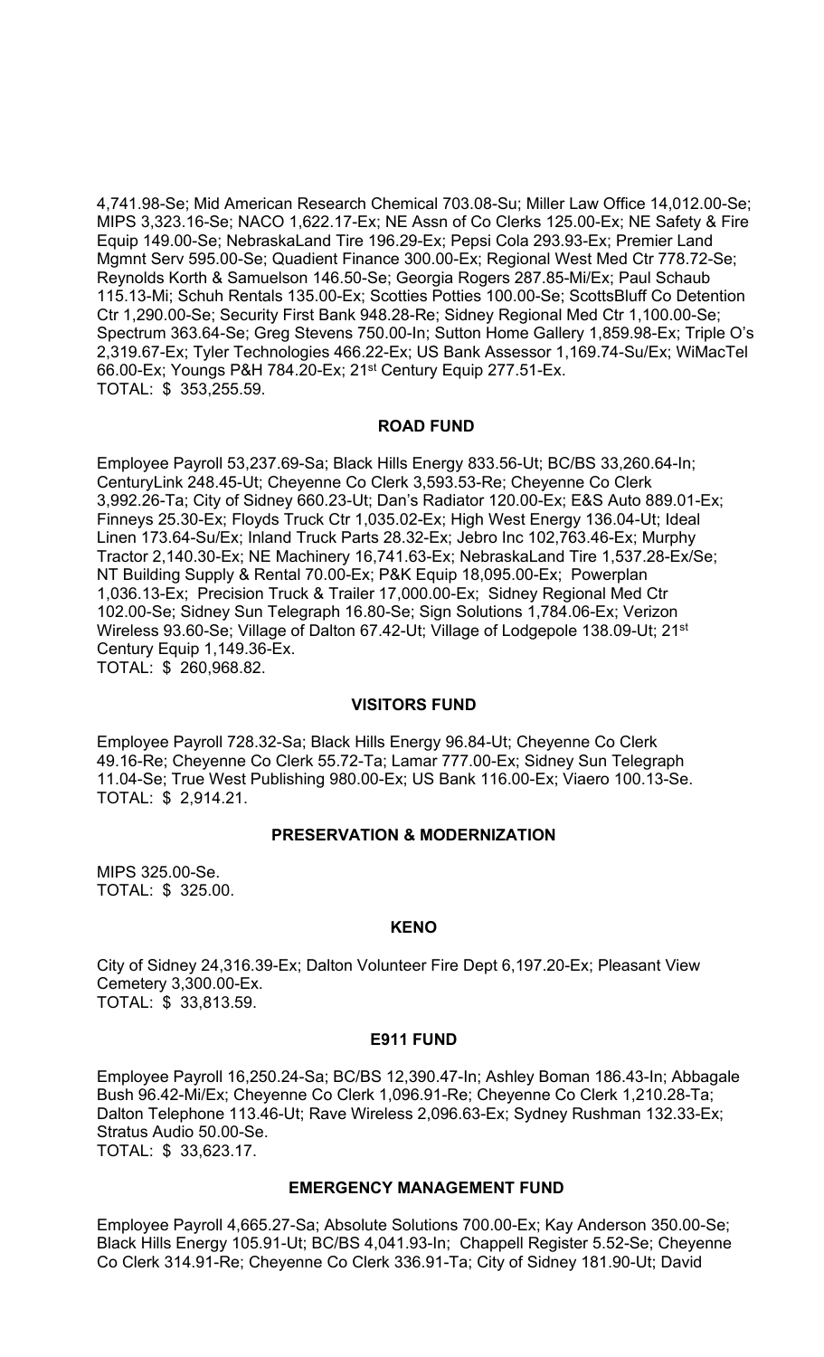4,741.98-Se; Mid American Research Chemical 703.08-Su; Miller Law Office 14,012.00-Se; MIPS 3,323.16-Se; NACO 1,622.17-Ex; NE Assn of Co Clerks 125.00-Ex; NE Safety & Fire Equip 149.00-Se; NebraskaLand Tire 196.29-Ex; Pepsi Cola 293.93-Ex; Premier Land Mgmnt Serv 595.00-Se; Quadient Finance 300.00-Ex; Regional West Med Ctr 778.72-Se; Reynolds Korth & Samuelson 146.50-Se; Georgia Rogers 287.85-Mi/Ex; Paul Schaub 115.13-Mi; Schuh Rentals 135.00-Ex; Scotties Potties 100.00-Se; ScottsBluff Co Detention Ctr 1,290.00-Se; Security First Bank 948.28-Re; Sidney Regional Med Ctr 1,100.00-Se; Spectrum 363.64-Se; Greg Stevens 750.00-In; Sutton Home Gallery 1,859.98-Ex; Triple O's 2,319.67-Ex; Tyler Technologies 466.22-Ex; US Bank Assessor 1,169.74-Su/Ex; WiMacTel 66.00-Ex; Youngs P&H 784.20-Ex; 21st Century Equip 277.51-Ex.
TOTAL: $ 353,255.59.

**ROAD FUND**

Employee Payroll 53,237.69-Sa; Black Hills Energy 833.56-Ut; BC/BS 33,260.64-In; CenturyLink 248.45-Ut; Cheyenne Co Clerk 3,593.53-Re; Cheyenne Co Clerk 3,992.26-Ta; City of Sidney 660.23-Ut; Dan's Radiator 120.00-Ex; E&S Auto 889.01-Ex; Finneys 25.30-Ex; Floyds Truck Ctr 1,035.02-Ex; High West Energy 136.04-Ut; Ideal Linen 173.64-Su/Ex; Inland Truck Parts 28.32-Ex; Jebro Inc 102,763.46-Ex; Murphy Tractor 2,140.30-Ex; NE Machinery 16,741.63-Ex; NebraskaLand Tire 1,537.28-Ex/Se; NT Building Supply & Rental 70.00-Ex; P&K Equip 18,095.00-Ex; Powerplan 1,036.13-Ex; Precision Truck & Trailer 17,000.00-Ex; Sidney Regional Med Ctr 102.00-Se; Sidney Sun Telegraph 16.80-Se; Sign Solutions 1,784.06-Ex; Verizon Wireless 93.60-Se; Village of Dalton 67.42-Ut; Village of Lodgepole 138.09-Ut; 21st Century Equip 1,149.36-Ex.
TOTAL: $ 260,968.82.

**VISITORS FUND**

Employee Payroll 728.32-Sa; Black Hills Energy 96.84-Ut; Cheyenne Co Clerk 49.16-Re; Cheyenne Co Clerk 55.72-Ta; Lamar 777.00-Ex; Sidney Sun Telegraph 11.04-Se; True West Publishing 980.00-Ex; US Bank 116.00-Ex; Viaero 100.13-Se.
TOTAL: $ 2,914.21.

**PRESERVATION & MODERNIZATION**

MIPS 325.00-Se.
TOTAL: $ 325.00.

**KENO**

City of Sidney 24,316.39-Ex; Dalton Volunteer Fire Dept 6,197.20-Ex; Pleasant View Cemetery 3,300.00-Ex.
TOTAL: $ 33,813.59.

**E911 FUND**

Employee Payroll 16,250.24-Sa; BC/BS 12,390.47-In; Ashley Boman 186.43-In; Abbagale Bush 96.42-Mi/Ex; Cheyenne Co Clerk 1,096.91-Re; Cheyenne Co Clerk 1,210.28-Ta; Dalton Telephone 113.46-Ut; Rave Wireless 2,096.63-Ex; Sydney Rushman 132.33-Ex; Stratus Audio 50.00-Se.
TOTAL: $ 33,623.17.

**EMERGENCY MANAGEMENT FUND**

Employee Payroll 4,665.27-Sa; Absolute Solutions 700.00-Ex; Kay Anderson 350.00-Se; Black Hills Energy 105.91-Ut; BC/BS 4,041.93-In; Chappell Register 5.52-Se; Cheyenne Co Clerk 314.91-Re; Cheyenne Co Clerk 336.91-Ta; City of Sidney 181.90-Ut; David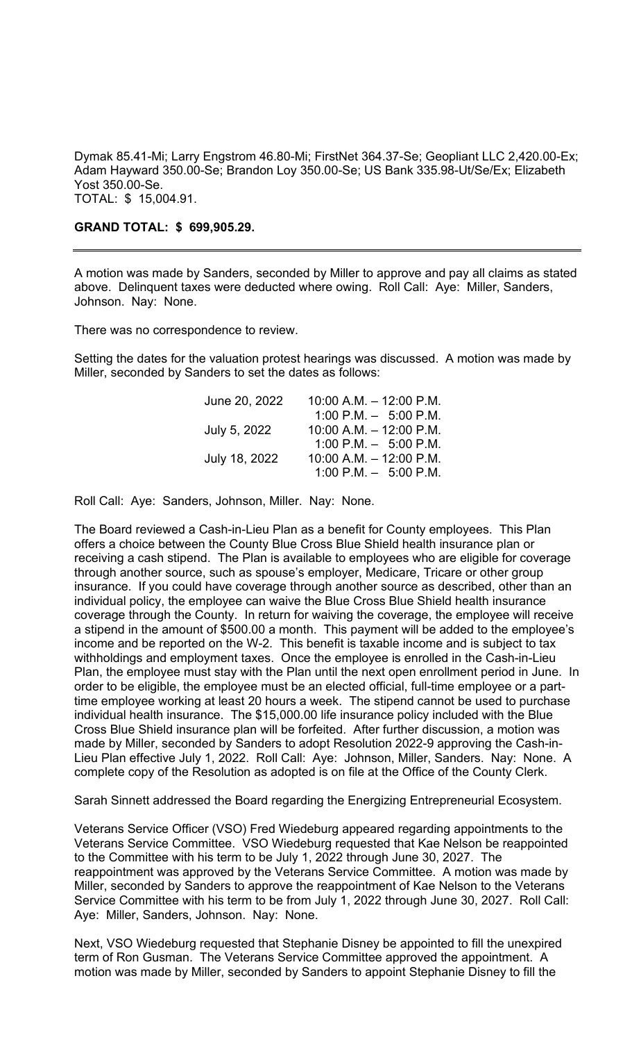Dymak 85.41-Mi; Larry Engstrom 46.80-Mi; FirstNet 364.37-Se; Geopliant LLC 2,420.00-Ex; Adam Hayward 350.00-Se; Brandon Loy 350.00-Se; US Bank 335.98-Ut/Se/Ex; Elizabeth Yost 350.00-Se.
TOTAL: $ 15,004.91.

**GRAND TOTAL: $ 699,905.29.**

---

A motion was made by Sanders, seconded by Miller to approve and pay all claims as stated above. Delinquent taxes were deducted where owing. Roll Call: Aye: Miller, Sanders, Johnson. Nay: None.

There was no correspondence to review.

Setting the dates for the valuation protest hearings was discussed. A motion was made by Miller, seconded by Sanders to set the dates as follows:

| | |
|---|---|
| June 20, 2022 | 10:00 A.M. – 12:00 P.M. |
| | 1:00 P.M. – 5:00 P.M. |
| July 5, 2022 | 10:00 A.M. – 12:00 P.M. |
| | 1:00 P.M. – 5:00 P.M. |
| July 18, 2022 | 10:00 A.M. – 12:00 P.M. |
| | 1:00 P.M. – 5:00 P.M. |

Roll Call: Aye: Sanders, Johnson, Miller. Nay: None.

The Board reviewed a Cash-in-Lieu Plan as a benefit for County employees. This Plan offers a choice between the County Blue Cross Blue Shield health insurance plan or receiving a cash stipend. The Plan is available to employees who are eligible for coverage through another source, such as spouse's employer, Medicare, Tricare or other group insurance. If you could have coverage through another source as described, other than an individual policy, the employee can waive the Blue Cross Blue Shield health insurance coverage through the County. In return for waiving the coverage, the employee will receive a stipend in the amount of $500.00 a month. This payment will be added to the employee's income and be reported on the W-2. This benefit is taxable income and is subject to tax withholdings and employment taxes. Once the employee is enrolled in the Cash-in-Lieu Plan, the employee must stay with the Plan until the next open enrollment period in June. In order to be eligible, the employee must be an elected official, full-time employee or a part-time employee working at least 20 hours a week. The stipend cannot be used to purchase individual health insurance. The $15,000.00 life insurance policy included with the Blue Cross Blue Shield insurance plan will be forfeited. After further discussion, a motion was made by Miller, seconded by Sanders to adopt Resolution 2022-9 approving the Cash-in-Lieu Plan effective July 1, 2022. Roll Call: Aye: Johnson, Miller, Sanders. Nay: None. A complete copy of the Resolution as adopted is on file at the Office of the County Clerk.

Sarah Sinnett addressed the Board regarding the Energizing Entrepreneurial Ecosystem.

Veterans Service Officer (VSO) Fred Wiedeburg appeared regarding appointments to the Veterans Service Committee. VSO Wiedeburg requested that Kae Nelson be reappointed to the Committee with his term to be July 1, 2022 through June 30, 2027. The reappointment was approved by the Veterans Service Committee. A motion was made by Miller, seconded by Sanders to approve the reappointment of Kae Nelson to the Veterans Service Committee with his term to be from July 1, 2022 through June 30, 2027. Roll Call: Aye: Miller, Sanders, Johnson. Nay: None.

Next, VSO Wiedeburg requested that Stephanie Disney be appointed to fill the unexpired term of Ron Gusman. The Veterans Service Committee approved the appointment. A motion was made by Miller, seconded by Sanders to appoint Stephanie Disney to fill the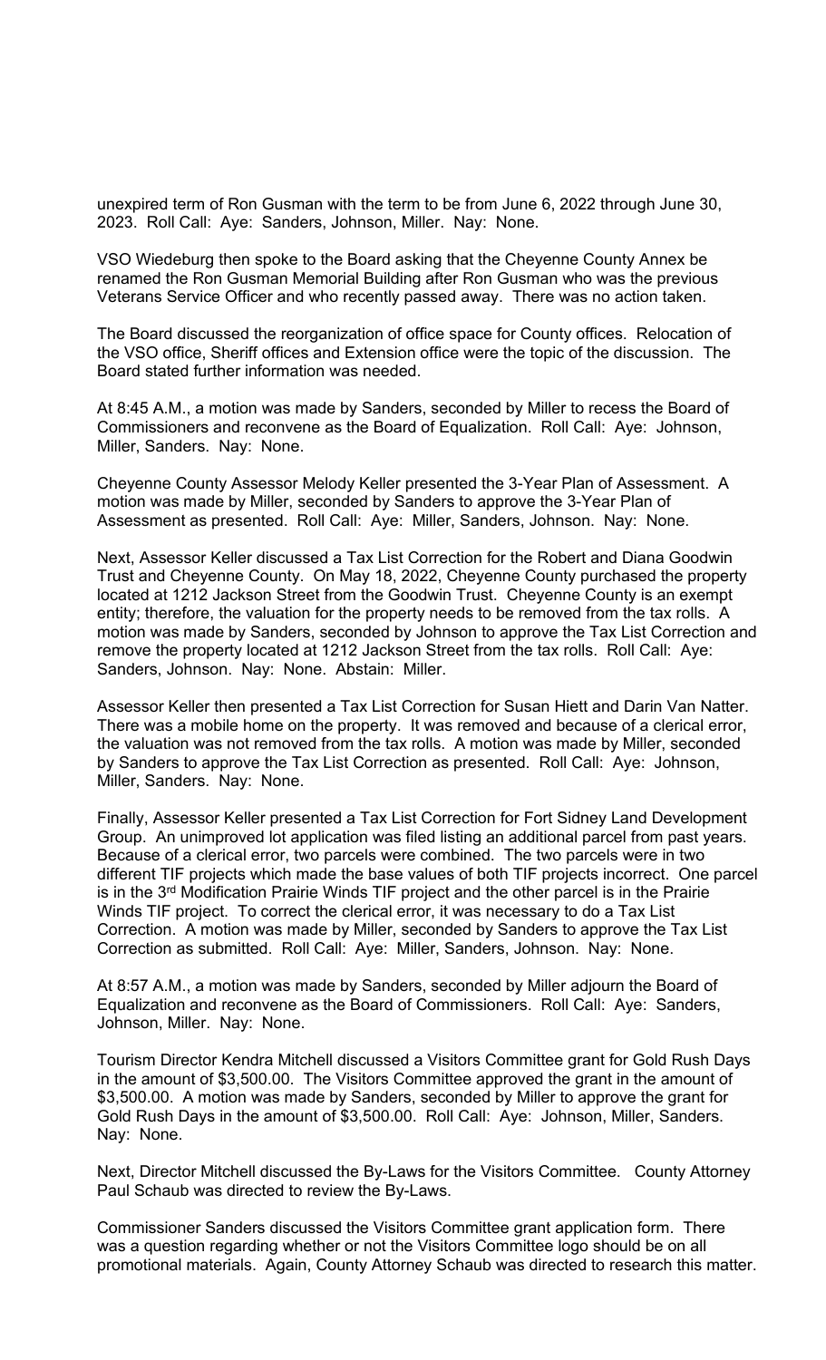unexpired term of Ron Gusman with the term to be from June 6, 2022 through June 30, 2023. Roll Call: Aye: Sanders, Johnson, Miller. Nay: None.

VSO Wiedeburg then spoke to the Board asking that the Cheyenne County Annex be renamed the Ron Gusman Memorial Building after Ron Gusman who was the previous Veterans Service Officer and who recently passed away. There was no action taken.

The Board discussed the reorganization of office space for County offices. Relocation of the VSO office, Sheriff offices and Extension office were the topic of the discussion. The Board stated further information was needed.

At 8:45 A.M., a motion was made by Sanders, seconded by Miller to recess the Board of Commissioners and reconvene as the Board of Equalization. Roll Call: Aye: Johnson, Miller, Sanders. Nay: None.

Cheyenne County Assessor Melody Keller presented the 3-Year Plan of Assessment. A motion was made by Miller, seconded by Sanders to approve the 3-Year Plan of Assessment as presented. Roll Call: Aye: Miller, Sanders, Johnson. Nay: None.

Next, Assessor Keller discussed a Tax List Correction for the Robert and Diana Goodwin Trust and Cheyenne County. On May 18, 2022, Cheyenne County purchased the property located at 1212 Jackson Street from the Goodwin Trust. Cheyenne County is an exempt entity; therefore, the valuation for the property needs to be removed from the tax rolls. A motion was made by Sanders, seconded by Johnson to approve the Tax List Correction and remove the property located at 1212 Jackson Street from the tax rolls. Roll Call: Aye: Sanders, Johnson. Nay: None. Abstain: Miller.

Assessor Keller then presented a Tax List Correction for Susan Hiett and Darin Van Natter. There was a mobile home on the property. It was removed and because of a clerical error, the valuation was not removed from the tax rolls. A motion was made by Miller, seconded by Sanders to approve the Tax List Correction as presented. Roll Call: Aye: Johnson, Miller, Sanders. Nay: None.

Finally, Assessor Keller presented a Tax List Correction for Fort Sidney Land Development Group. An unimproved lot application was filed listing an additional parcel from past years. Because of a clerical error, two parcels were combined. The two parcels were in two different TIF projects which made the base values of both TIF projects incorrect. One parcel is in the 3rd Modification Prairie Winds TIF project and the other parcel is in the Prairie Winds TIF project. To correct the clerical error, it was necessary to do a Tax List Correction. A motion was made by Miller, seconded by Sanders to approve the Tax List Correction as submitted. Roll Call: Aye: Miller, Sanders, Johnson. Nay: None.

At 8:57 A.M., a motion was made by Sanders, seconded by Miller adjourn the Board of Equalization and reconvene as the Board of Commissioners. Roll Call: Aye: Sanders, Johnson, Miller. Nay: None.

Tourism Director Kendra Mitchell discussed a Visitors Committee grant for Gold Rush Days in the amount of $3,500.00. The Visitors Committee approved the grant in the amount of $3,500.00. A motion was made by Sanders, seconded by Miller to approve the grant for Gold Rush Days in the amount of $3,500.00. Roll Call: Aye: Johnson, Miller, Sanders. Nay: None.

Next, Director Mitchell discussed the By-Laws for the Visitors Committee. County Attorney Paul Schaub was directed to review the By-Laws.

Commissioner Sanders discussed the Visitors Committee grant application form. There was a question regarding whether or not the Visitors Committee logo should be on all promotional materials. Again, County Attorney Schaub was directed to research this matter.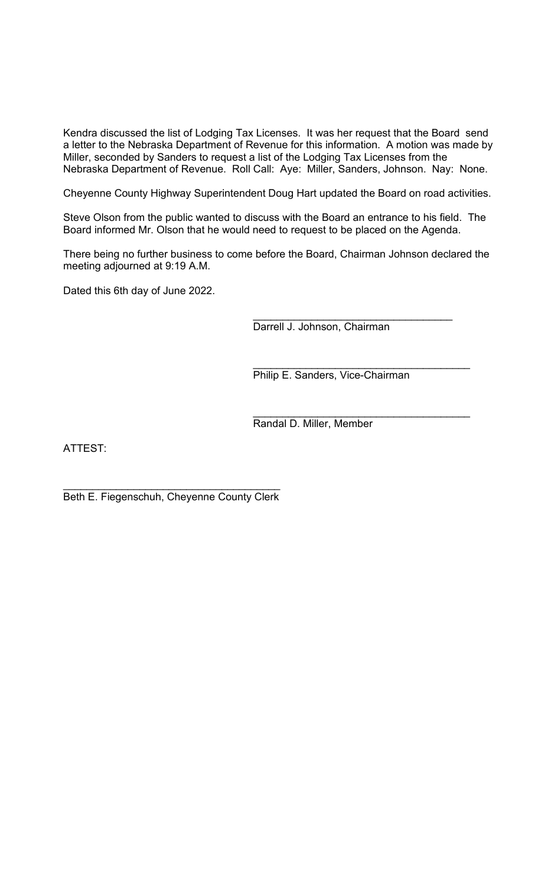Kendra discussed the list of Lodging Tax Licenses. It was her request that the Board send a letter to the Nebraska Department of Revenue for this information. A motion was made by Miller, seconded by Sanders to request a list of the Lodging Tax Licenses from the Nebraska Department of Revenue. Roll Call: Aye: Miller, Sanders, Johnson. Nay: None.

Cheyenne County Highway Superintendent Doug Hart updated the Board on road activities.

Steve Olson from the public wanted to discuss with the Board an entrance to his field. The Board informed Mr. Olson that he would need to request to be placed on the Agenda.

There being no further business to come before the Board, Chairman Johnson declared the meeting adjourned at 9:19 A.M.

Dated this 6th day of June 2022.

\_\_\_\_\_\_\_\_\_\_\_\_\_\_\_\_\_\_\_\_\_\_\_\_\_\_\_\_\_\_\_\_\_\_\_\_
Darrell J. Johnson, Chairman

\_\_\_\_\_\_\_\_\_\_\_\_\_\_\_\_\_\_\_\_\_\_\_\_\_\_\_\_\_\_\_\_\_\_\_\_
Philip E. Sanders, Vice-Chairman

\_\_\_\_\_\_\_\_\_\_\_\_\_\_\_\_\_\_\_\_\_\_\_\_\_\_\_\_\_\_\_\_\_\_\_\_
Randal D. Miller, Member

ATTEST:

\_\_\_\_\_\_\_\_\_\_\_\_\_\_\_\_\_\_\_\_\_\_\_\_\_\_\_\_\_\_\_\_\_\_\_\_
Beth E. Fiegenschuh, Cheyenne County Clerk